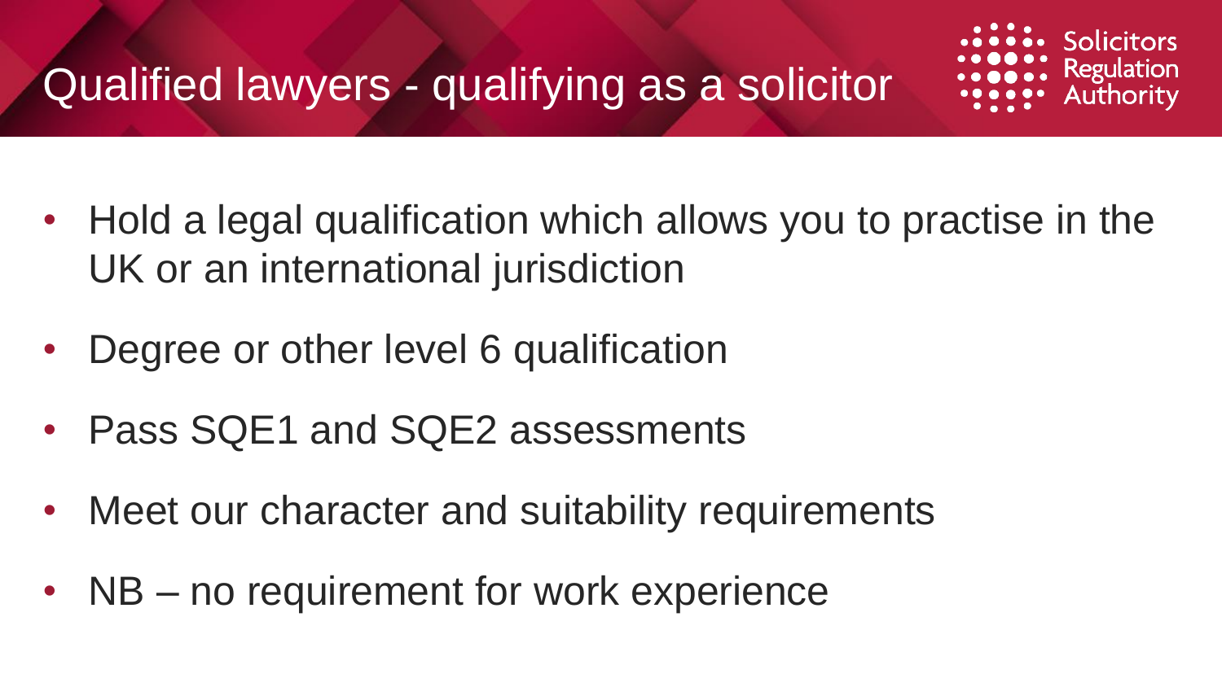# Qualified lawyers - qualifying as a solicitor

Solicitors Regulation Authority

- Hold a legal qualification which allows you to practise in the UK or an international jurisdiction
- Degree or other level 6 qualification
- Pass SQE1 and SQE2 assessments
- Meet our character and suitability requirements
- NB – no requirement for work experience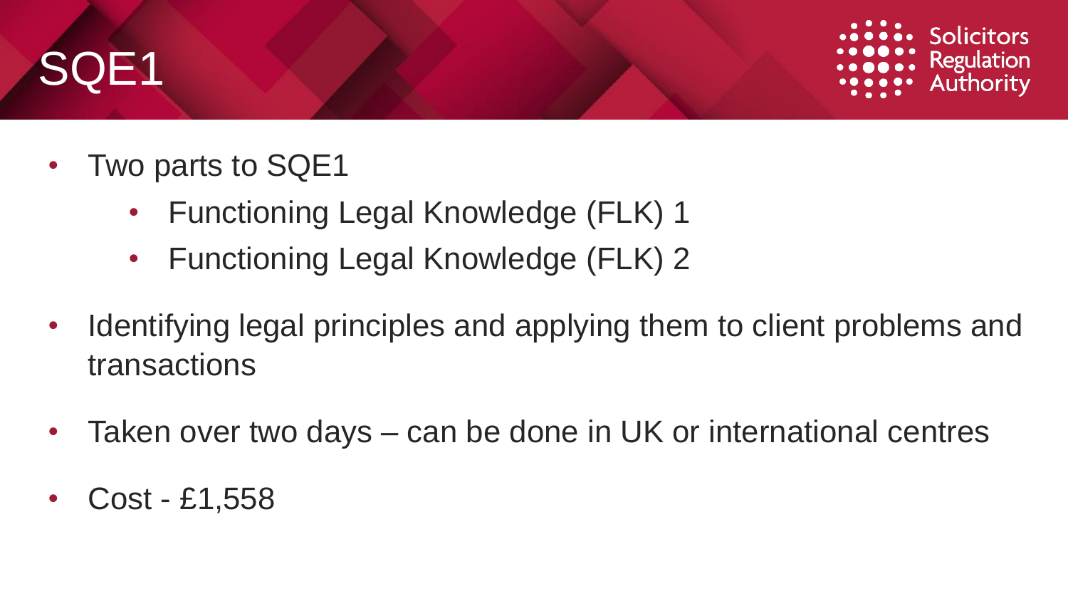# SQE1

- Two parts to SQE1
  - Functioning Legal Knowledge (FLK) 1
  - Functioning Legal Knowledge (FLK) 2
- Identifying legal principles and applying them to client problems and transactions
- Taken over two days – can be done in UK or international centres
- Cost - £1,558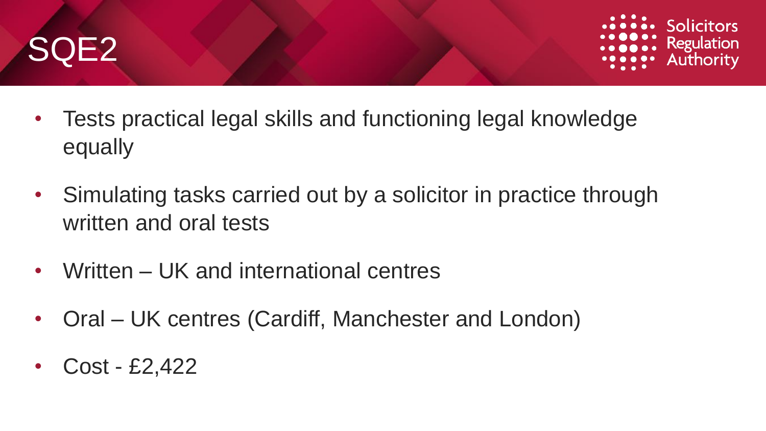# SQE2

- Tests practical legal skills and functioning legal knowledge equally
- Simulating tasks carried out by a solicitor in practice through written and oral tests
- Written – UK and international centres
- Oral – UK centres (Cardiff, Manchester and London)
- Cost - £2,422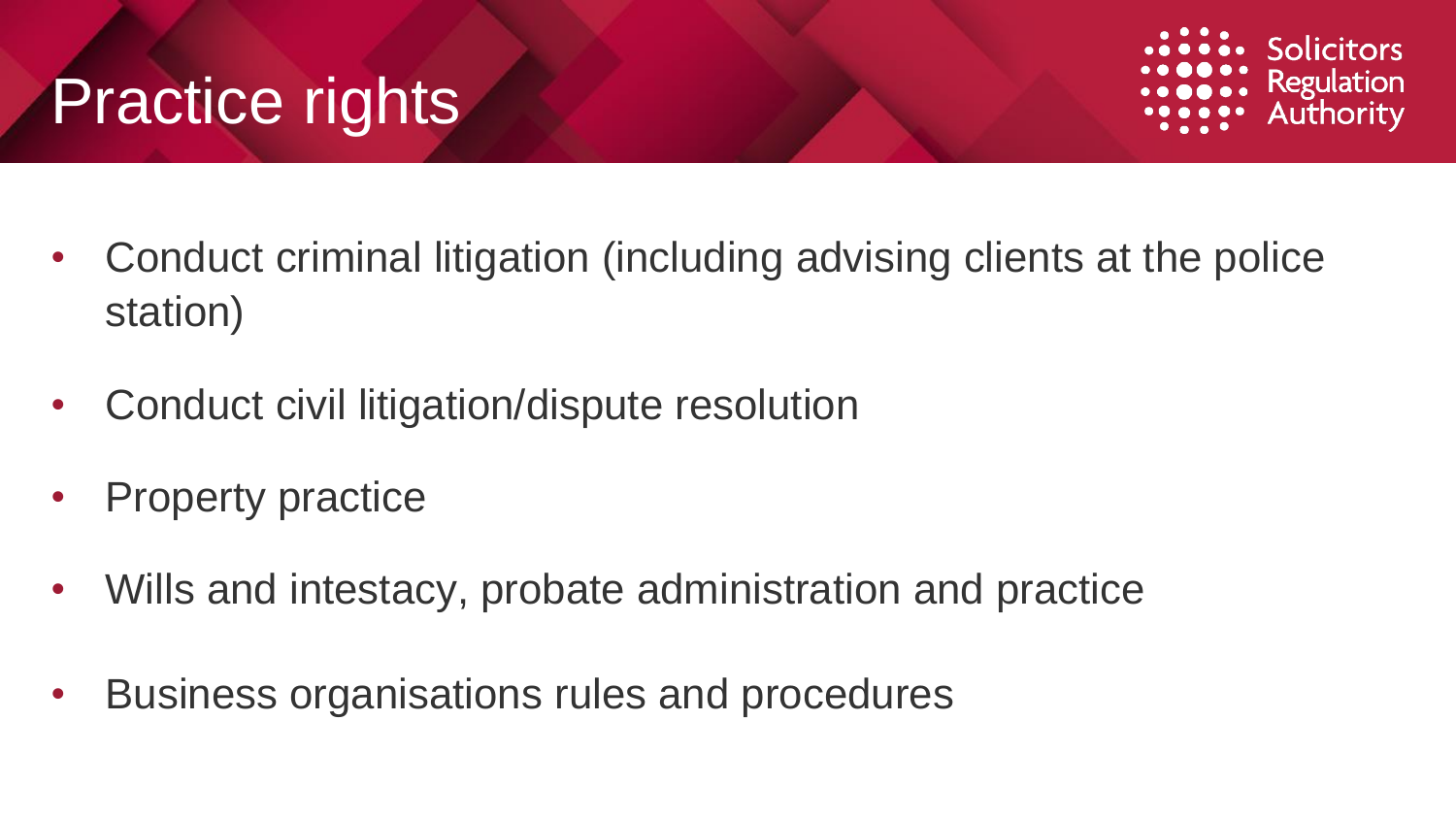# Practice rights

- Conduct criminal litigation (including advising clients at the police station)
- Conduct civil litigation/dispute resolution
- Property practice
- Wills and intestacy, probate administration and practice
- Business organisations rules and procedures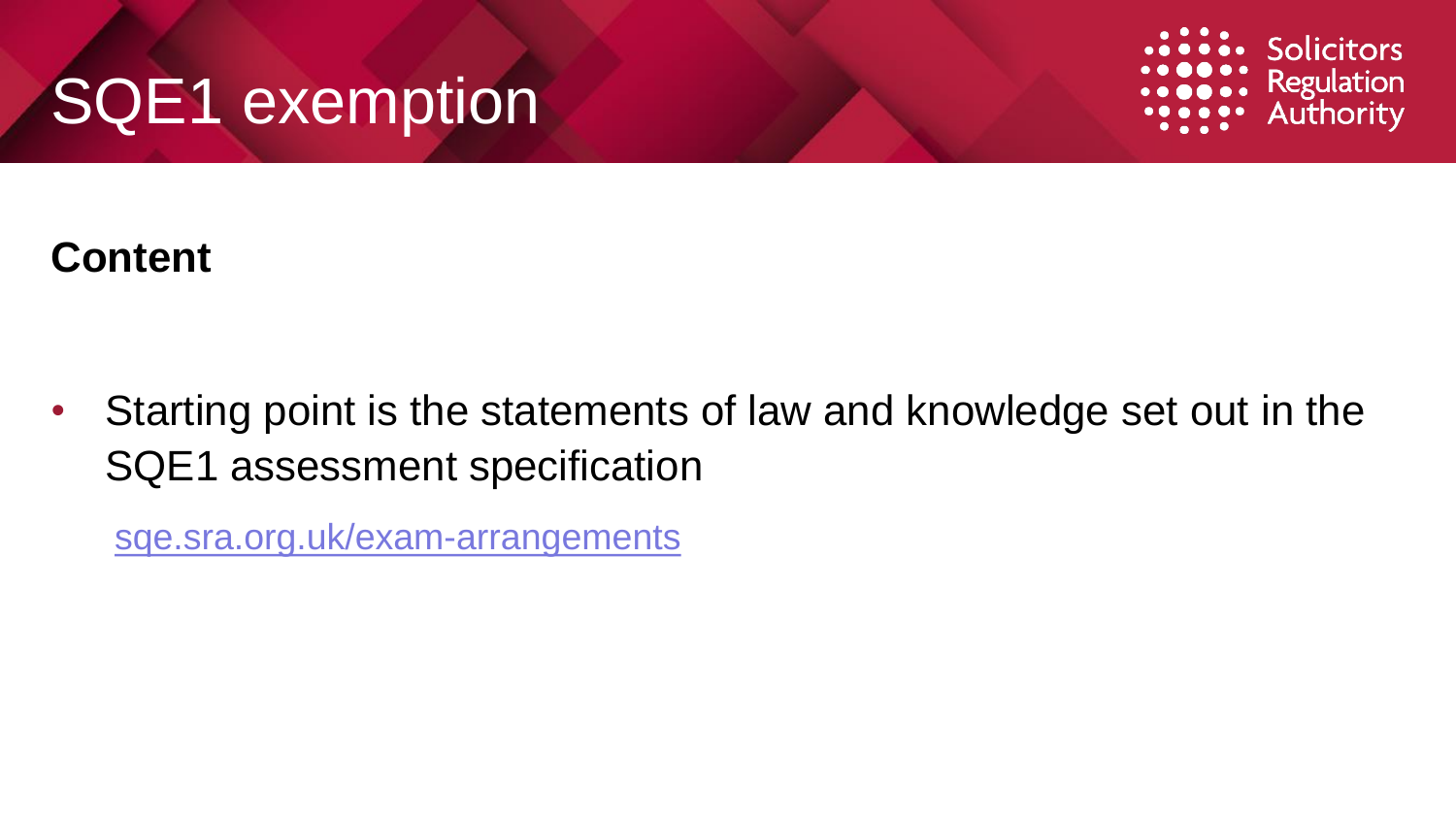# SQE1 exemption

**Content**

- Starting point is the statements of law and knowledge set out in the SQE1 assessment specification

  sqe.sra.org.uk/exam-arrangements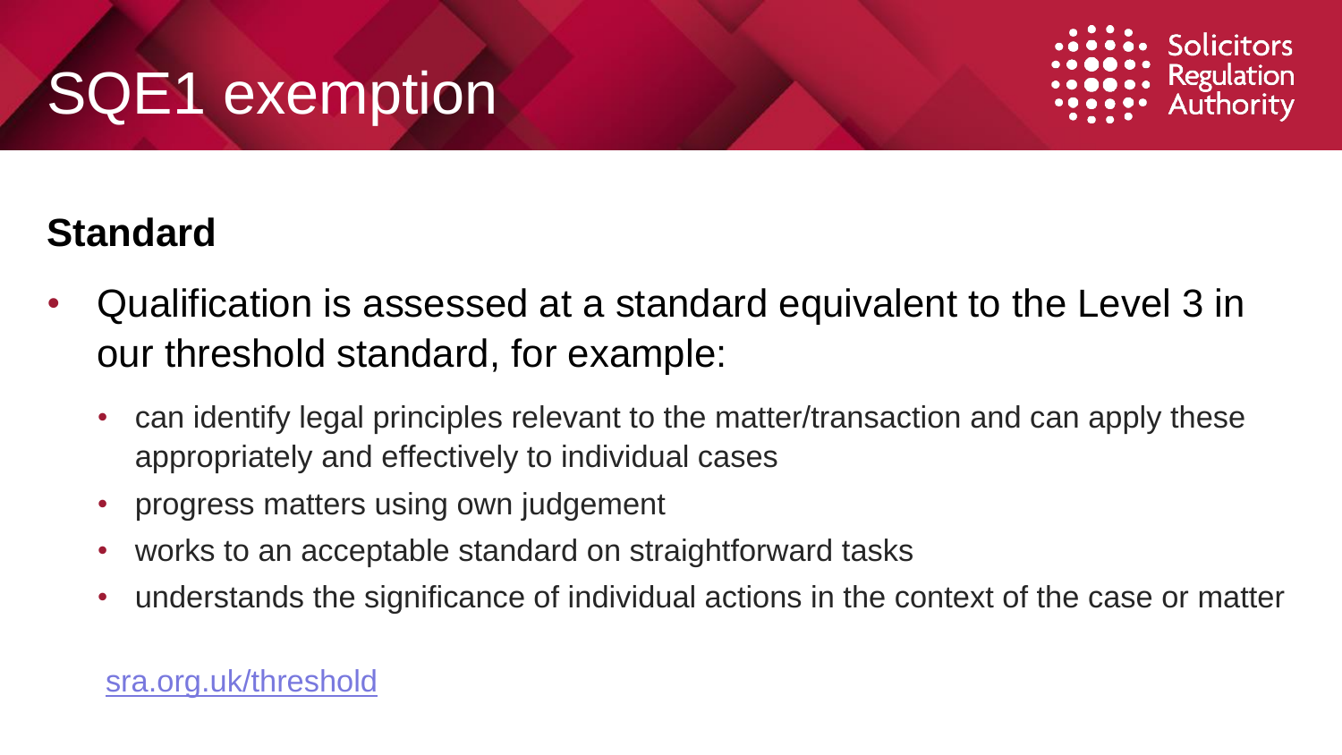# SQE1 exemption

## Standard

- Qualification is assessed at a standard equivalent to the Level 3 in our threshold standard, for example:
  - can identify legal principles relevant to the matter/transaction and can apply these appropriately and effectively to individual cases
  - progress matters using own judgement
  - works to an acceptable standard on straightforward tasks
  - understands the significance of individual actions in the context of the case or matter

[sra.org.uk/threshold](sra.org.uk/threshold)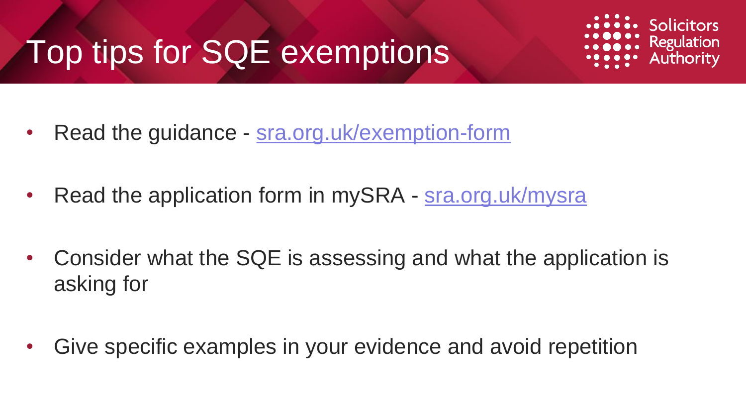# Top tips for SQE exemptions

- Read the guidance - sra.org.uk/exemption-form
- Read the application form in mySRA - sra.org.uk/mysra
- Consider what the SQE is assessing and what the application is asking for
- Give specific examples in your evidence and avoid repetition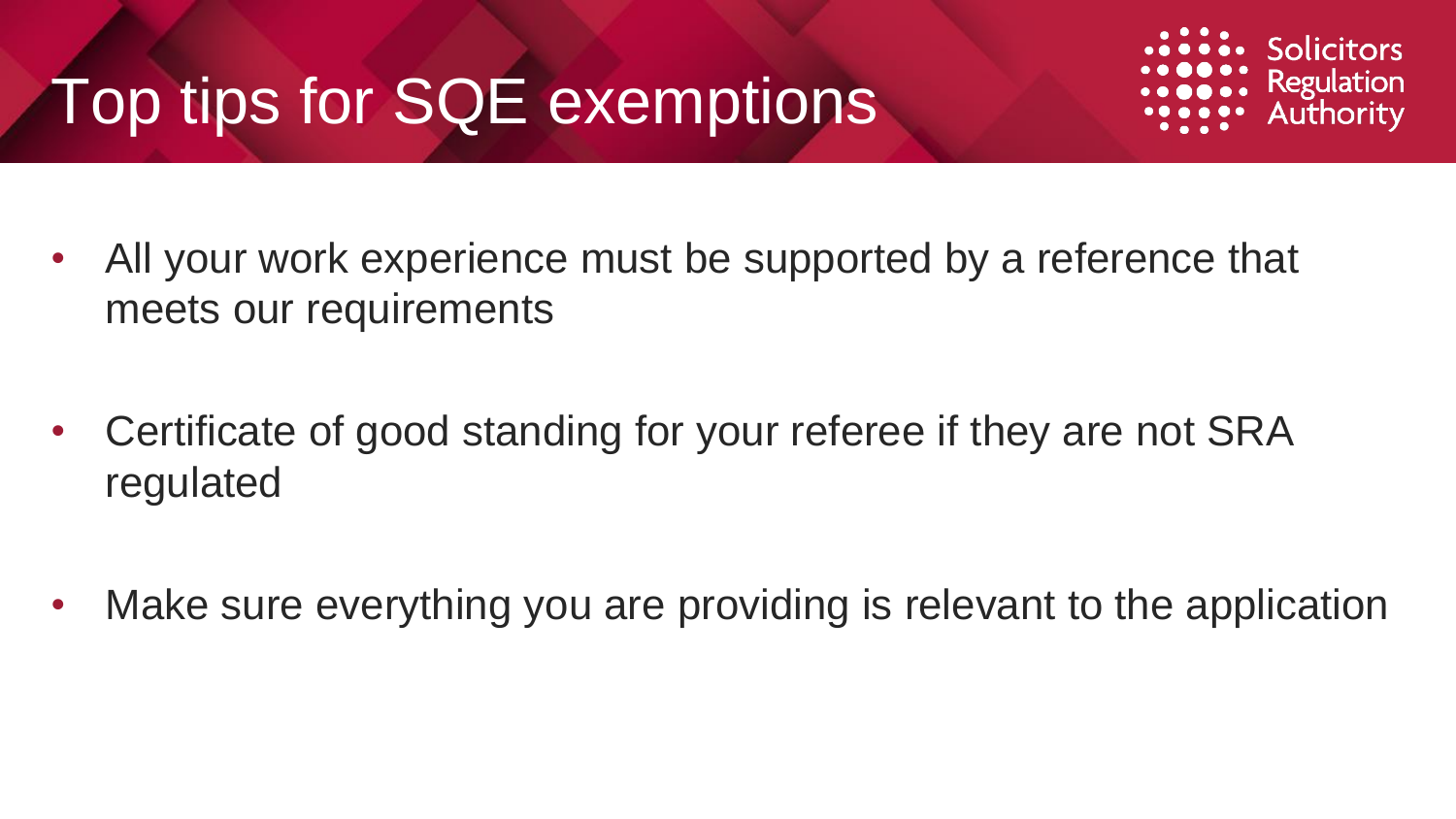# Top tips for SQE exemptions

- All your work experience must be supported by a reference that meets our requirements
- Certificate of good standing for your referee if they are not SRA regulated
- Make sure everything you are providing is relevant to the application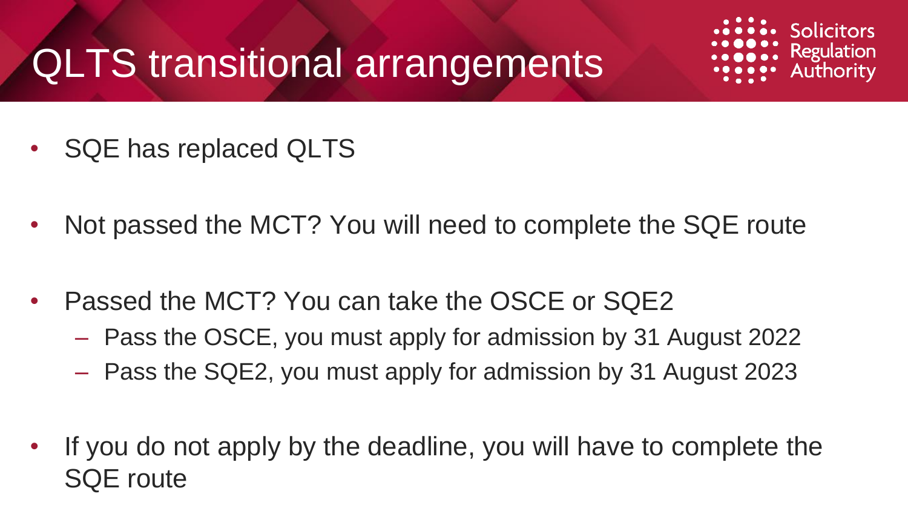# QLTS transitional arrangements

- SQE has replaced QLTS
- Not passed the MCT? You will need to complete the SQE route
- Passed the MCT? You can take the OSCE or SQE2
  - Pass the OSCE, you must apply for admission by 31 August 2022
  - Pass the SQE2, you must apply for admission by 31 August 2023
- If you do not apply by the deadline, you will have to complete the SQE route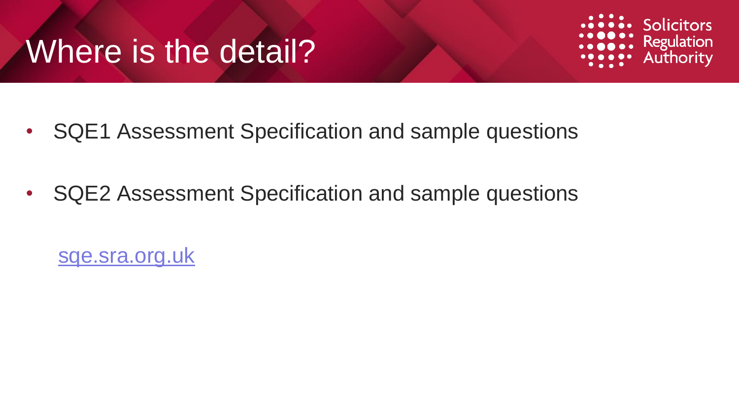# Where is the detail?

- SQE1 Assessment Specification and sample questions
- SQE2 Assessment Specification and sample questions

[sqe.sra.org.uk](sqe.sra.org.uk)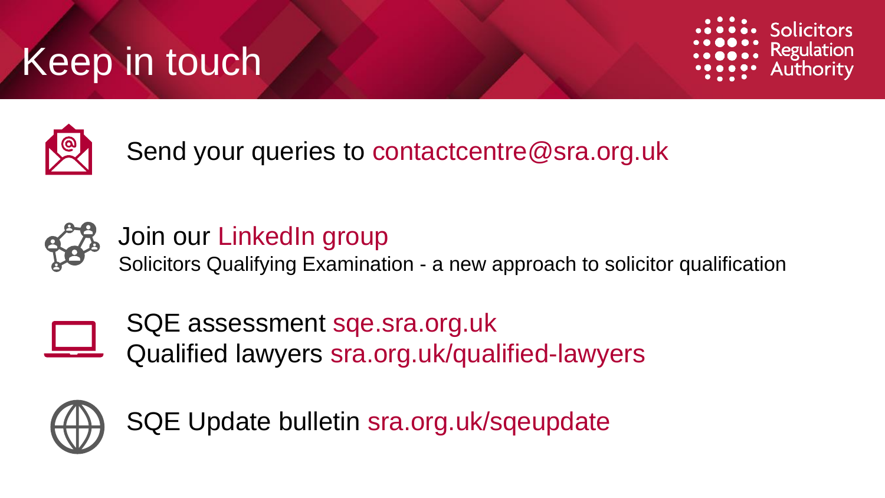# Keep in touch

Solicitors Regulation Authority

Send your queries to contactcentre@sra.org.uk

Join our LinkedIn group
Solicitors Qualifying Examination - a new approach to solicitor qualification

SQE assessment sqe.sra.org.uk
Qualified lawyers sra.org.uk/qualified-lawyers

SQE Update bulletin sra.org.uk/sqeupdate